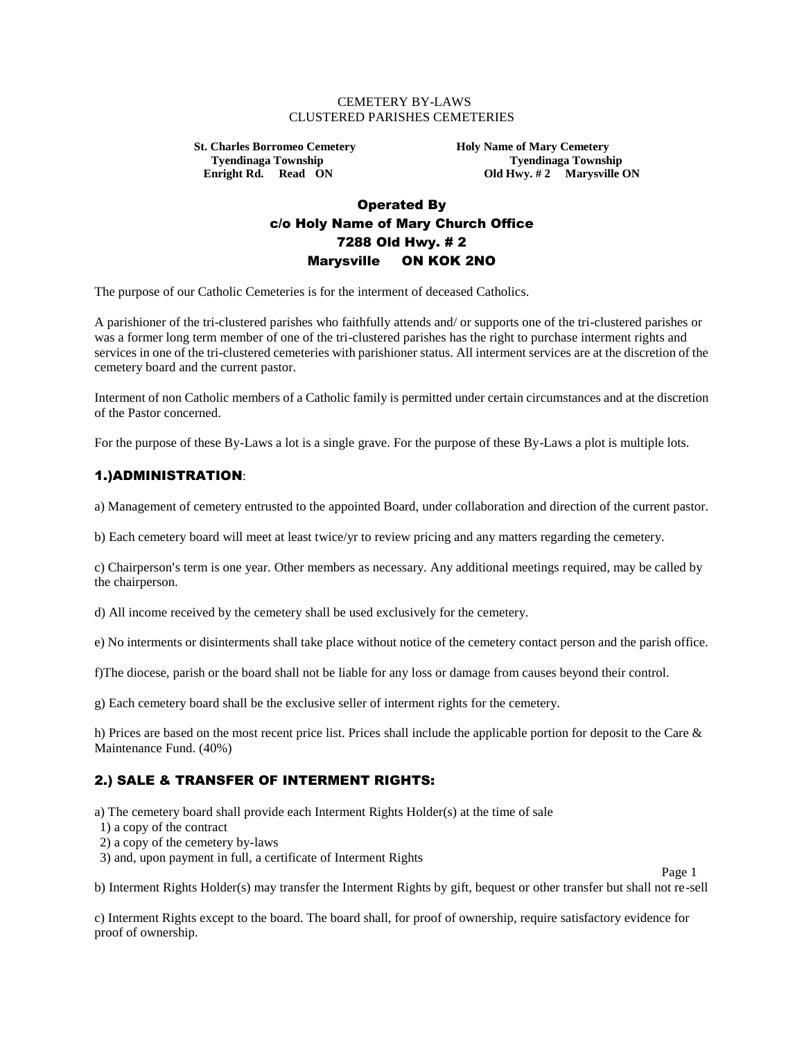CEMETERY BY-LAWS
CLUSTERED PARISHES CEMETERIES

**St. Charles Borromeo Cemetery**
**Tyendinaga Township**
**Enright Rd. Read ON**

**Holy Name of Mary Cemetery**
**Tyendinaga Township**
**Old Hwy. # 2 Marysville ON**

## Operated By
## c/o Holy Name of Mary Church Office
## 7288 Old Hwy. # 2
## Marysville ON KOK 2NO

The purpose of our Catholic Cemeteries is for the interment of deceased Catholics.

A parishioner of the tri-clustered parishes who faithfully attends and/ or supports one of the tri-clustered parishes or was a former long term member of one of the tri-clustered parishes has the right to purchase interment rights and services in one of the tri-clustered cemeteries with parishioner status. All interment services are at the discretion of the cemetery board and the current pastor.

Interment of non Catholic members of a Catholic family is permitted under certain circumstances and at the discretion of the Pastor concerned.

For the purpose of these By-Laws a lot is a single grave. For the purpose of these By-Laws a plot is multiple lots.

### 1.)ADMINISTRATION:

a) Management of cemetery entrusted to the appointed Board, under collaboration and direction of the current pastor.

b) Each cemetery board will meet at least twice/yr to review pricing and any matters regarding the cemetery.

c) Chairperson's term is one year. Other members as necessary. Any additional meetings required, may be called by the chairperson.

d) All income received by the cemetery shall be used exclusively for the cemetery.

e) No interments or disinterments shall take place without notice of the cemetery contact person and the parish office.

f)The diocese, parish or the board shall not be liable for any loss or damage from causes beyond their control.

g) Each cemetery board shall be the exclusive seller of interment rights for the cemetery.

h) Prices are based on the most recent price list. Prices shall include the applicable portion for deposit to the Care & Maintenance Fund. (40%)

### 2.) SALE & TRANSFER OF INTERMENT RIGHTS:

a) The cemetery board shall provide each Interment Rights Holder(s) at the time of sale
 1) a copy of the contract
 2) a copy of the cemetery by-laws
 3) and, upon payment in full, a certificate of Interment Rights

b) Interment Rights Holder(s) may transfer the Interment Rights by gift, bequest or other transfer but shall not re-sell

c) Interment Rights except to the board. The board shall, for proof of ownership, require satisfactory evidence for proof of ownership.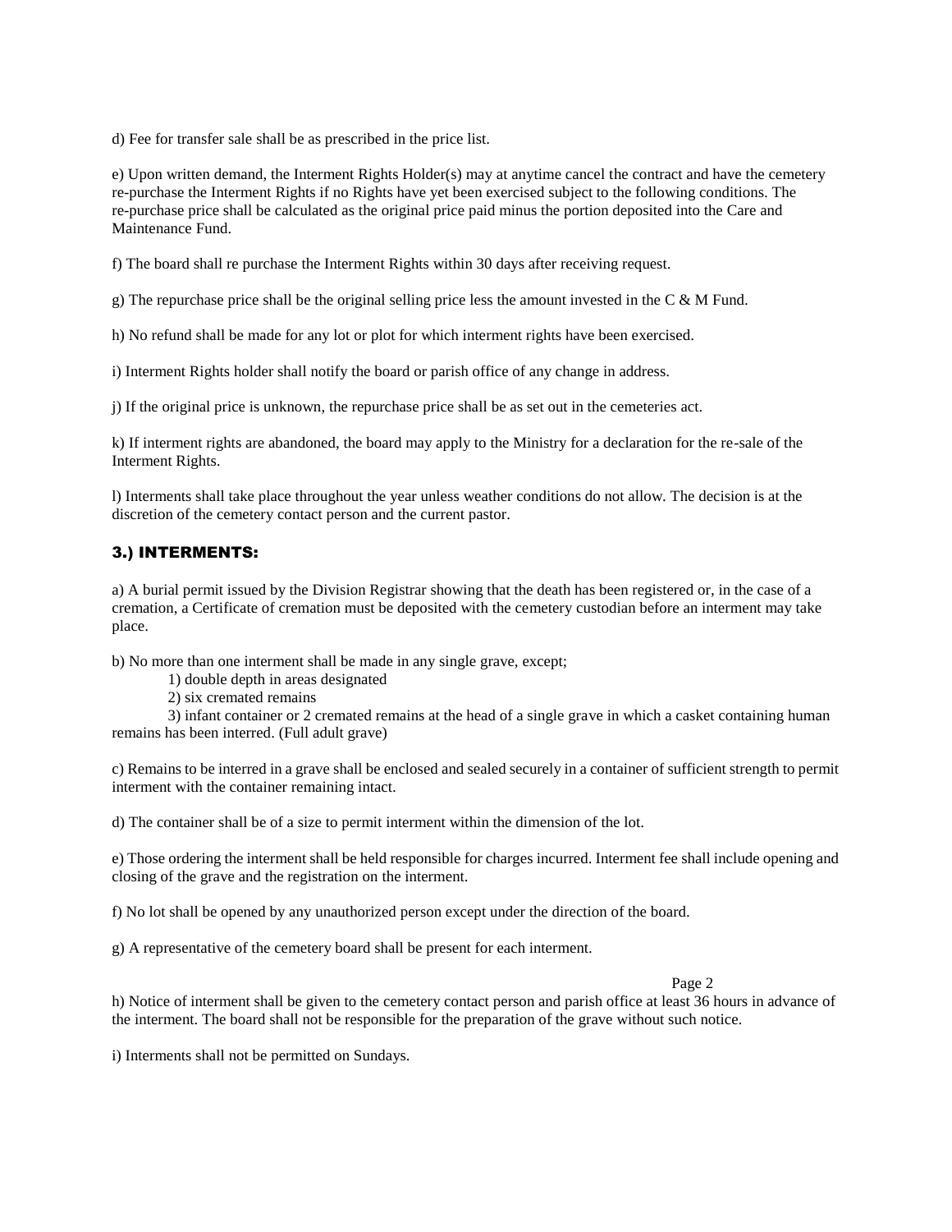d) Fee for transfer sale shall be as prescribed in the price list.

e) Upon written demand, the Interment Rights Holder(s) may at anytime cancel the contract and have the cemetery re-purchase the Interment Rights if no Rights have yet been exercised subject to the following conditions. The re-purchase price shall be calculated as the original price paid minus the portion deposited into the Care and Maintenance Fund.

f) The board shall re purchase the Interment Rights within 30 days after receiving request.

g) The repurchase price shall be the original selling price less the amount invested in the C & M Fund.

h) No refund shall be made for any lot or plot for which interment rights have been exercised.

i) Interment Rights holder shall notify the board or parish office of any change in address.

j) If the original price is unknown, the repurchase price shall be as set out in the cemeteries act.

k) If interment rights are abandoned, the board may apply to the Ministry for a declaration for the re-sale of the Interment Rights.

l) Interments shall take place throughout the year unless weather conditions do not allow. The decision is at the discretion of the cemetery contact person and the current pastor.

## 3.) INTERMENTS:

a) A burial permit issued by the Division Registrar showing that the death has been registered or, in the case of a cremation, a Certificate of cremation must be deposited with the cemetery custodian before an interment may take place.

b) No more than one interment shall be made in any single grave, except;

1) double depth in areas designated
2) six cremated remains
3) infant container or 2 cremated remains at the head of a single grave in which a casket containing human remains has been interred. (Full adult grave)

c) Remains to be interred in a grave shall be enclosed and sealed securely in a container of sufficient strength to permit interment with the container remaining intact.

d) The container shall be of a size to permit interment within the dimension of the lot.

e) Those ordering the interment shall be held responsible for charges incurred. Interment fee shall include opening and closing of the grave and the registration on the interment.

f) No lot shall be opened by any unauthorized person except under the direction of the board.

g) A representative of the cemetery board shall be present for each interment.

h) Notice of interment shall be given to the cemetery contact person and parish office at least 36 hours in advance of the interment. The board shall not be responsible for the preparation of the grave without such notice.

i) Interments shall not be permitted on Sundays.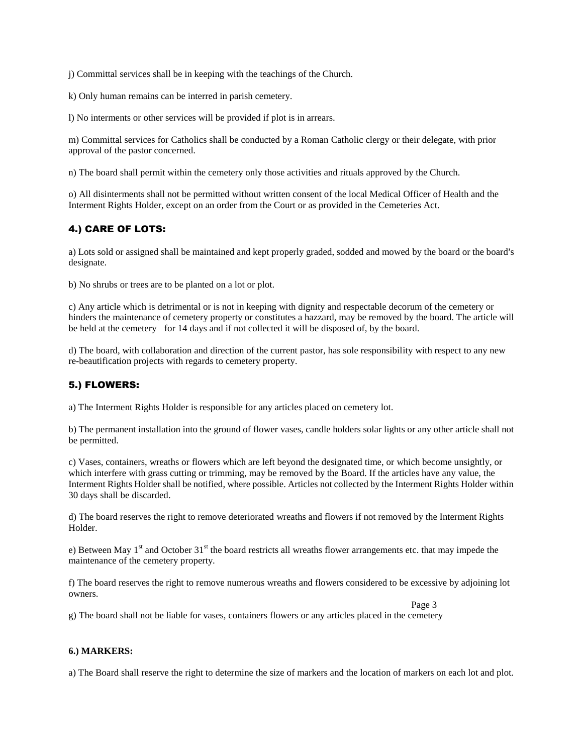j) Committal services shall be in keeping with the teachings of the Church.

k) Only human remains can be interred in parish cemetery.

l) No interments or other services will be provided if plot is in arrears.

m) Committal services for Catholics shall be conducted by a Roman Catholic clergy or their delegate, with prior approval of the pastor concerned.

n) The board shall permit within the cemetery only those activities and rituals approved by the Church.

o) All disinterments shall not be permitted without written consent of the local Medical Officer of Health and the Interment Rights Holder, except on an order from the Court or as provided in the Cemeteries Act.

## 4.) CARE OF LOTS:

a) Lots sold or assigned shall be maintained and kept properly graded, sodded and mowed by the board or the board's designate.

b) No shrubs or trees are to be planted on a lot or plot.

c) Any article which is detrimental or is not in keeping with dignity and respectable decorum of the cemetery or hinders the maintenance of cemetery property or constitutes a hazzard, may be removed by the board. The article will be held at the cemetery for 14 days and if not collected it will be disposed of, by the board.

d) The board, with collaboration and direction of the current pastor, has sole responsibility with respect to any new re-beautification projects with regards to cemetery property.

## 5.) FLOWERS:

a) The Interment Rights Holder is responsible for any articles placed on cemetery lot.

b) The permanent installation into the ground of flower vases, candle holders solar lights or any other article shall not be permitted.

c) Vases, containers, wreaths or flowers which are left beyond the designated time, or which become unsightly, or which interfere with grass cutting or trimming, may be removed by the Board. If the articles have any value, the Interment Rights Holder shall be notified, where possible. Articles not collected by the Interment Rights Holder within 30 days shall be discarded.

d) The board reserves the right to remove deteriorated wreaths and flowers if not removed by the Interment Rights Holder.

e) Between May 1st and October 31st the board restricts all wreaths flower arrangements etc. that may impede the maintenance of the cemetery property.

f) The board reserves the right to remove numerous wreaths and flowers considered to be excessive by adjoining lot owners.

g) The board shall not be liable for vases, containers flowers or any articles placed in the cemetery

**6.) MARKERS:**

a) The Board shall reserve the right to determine the size of markers and the location of markers on each lot and plot.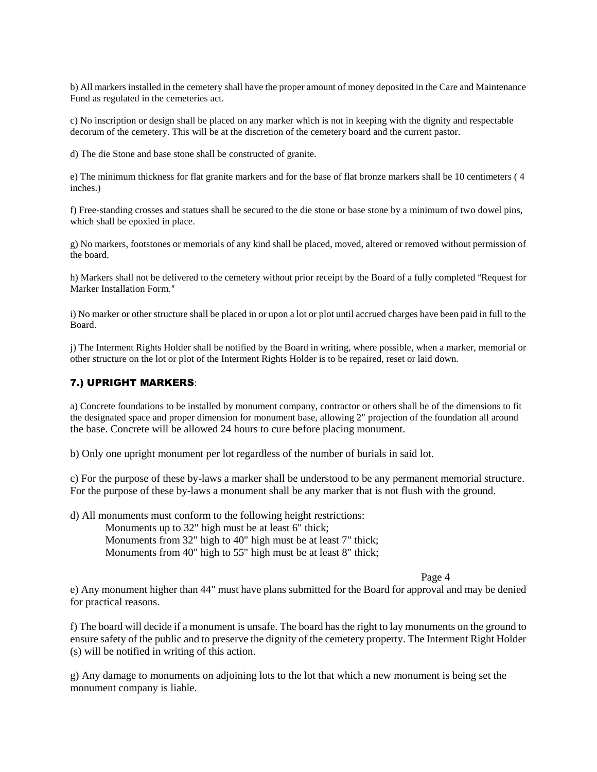b) All markers installed in the cemetery shall have the proper amount of money deposited in the Care and Maintenance Fund as regulated in the cemeteries act.

c) No inscription or design shall be placed on any marker which is not in keeping with the dignity and respectable decorum of the cemetery. This will be at the discretion of the cemetery board and the current pastor.

d) The die Stone and base stone shall be constructed of granite.

e) The minimum thickness for flat granite markers and for the base of flat bronze markers shall be 10 centimeters ( 4 inches.)

f) Free-standing crosses and statues shall be secured to the die stone or base stone by a minimum of two dowel pins, which shall be epoxied in place.

g) No markers, footstones or memorials of any kind shall be placed, moved, altered or removed without permission of the board.

h) Markers shall not be delivered to the cemetery without prior receipt by the Board of a fully completed "Request for Marker Installation Form."

i) No marker or other structure shall be placed in or upon a lot or plot until accrued charges have been paid in full to the Board.

j) The Interment Rights Holder shall be notified by the Board in writing, where possible, when a marker, memorial or other structure on the lot or plot of the Interment Rights Holder is to be repaired, reset or laid down.

## 7.) UPRIGHT MARKERS:

a) Concrete foundations to be installed by monument company, contractor or others shall be of the dimensions to fit the designated space and proper dimension for monument base, allowing 2" projection of the foundation all around the base. Concrete will be allowed 24 hours to cure before placing monument.

b) Only one upright monument per lot regardless of the number of burials in said lot.

c) For the purpose of these by-laws a marker shall be understood to be any permanent memorial structure. For the purpose of these by-laws a monument shall be any marker that is not flush with the ground.

d) All monuments must conform to the following height restrictions:

Monuments up to 32" high must be at least 6" thick;
Monuments from 32" high to 40" high must be at least 7" thick;
Monuments from 40" high to 55" high must be at least 8" thick;

e) Any monument higher than 44" must have plans submitted for the Board for approval and may be denied for practical reasons.

f) The board will decide if a monument is unsafe. The board has the right to lay monuments on the ground to ensure safety of the public and to preserve the dignity of the cemetery property. The Interment Right Holder (s) will be notified in writing of this action.

g) Any damage to monuments on adjoining lots to the lot that which a new monument is being set the monument company is liable.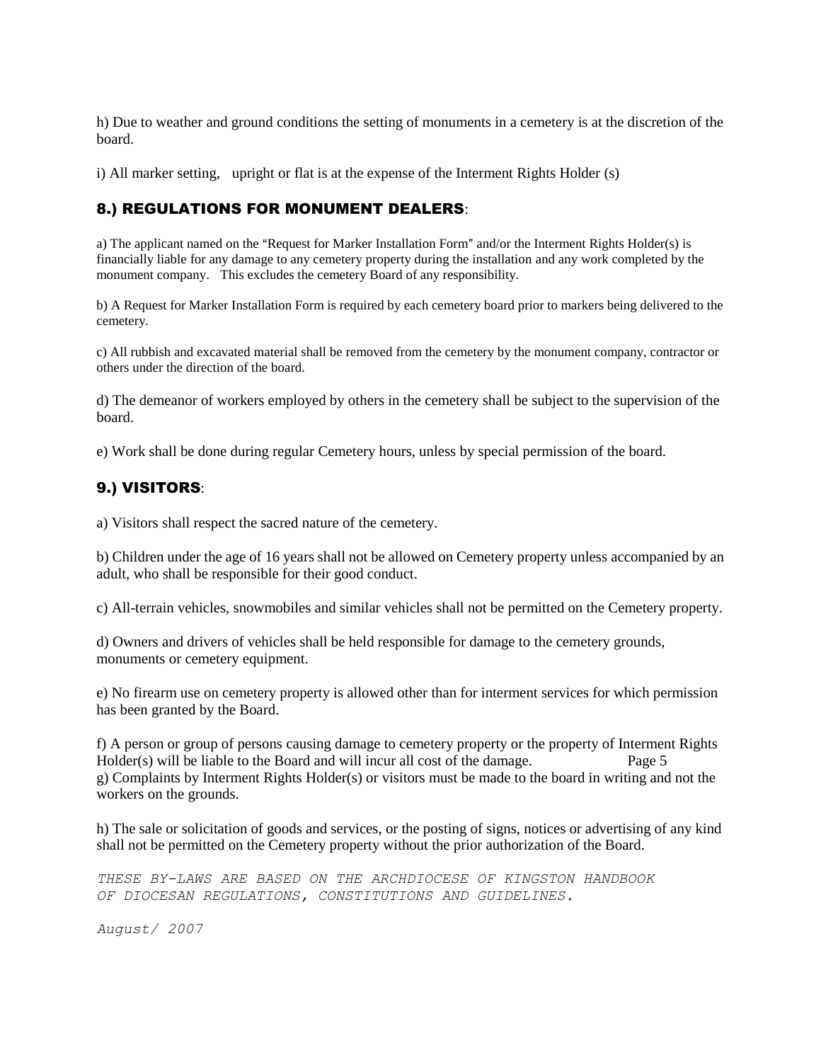h) Due to weather and ground conditions the setting of monuments in a cemetery is at the discretion of the board.

i) All marker setting, upright or flat is at the expense of the Interment Rights Holder (s)

## 8.) REGULATIONS FOR MONUMENT DEALERS:

a) The applicant named on the "Request for Marker Installation Form" and/or the Interment Rights Holder(s) is financially liable for any damage to any cemetery property during the installation and any work completed by the monument company. This excludes the cemetery Board of any responsibility.

b) A Request for Marker Installation Form is required by each cemetery board prior to markers being delivered to the cemetery.

c) All rubbish and excavated material shall be removed from the cemetery by the monument company, contractor or others under the direction of the board.

d) The demeanor of workers employed by others in the cemetery shall be subject to the supervision of the board.

e) Work shall be done during regular Cemetery hours, unless by special permission of the board.

## 9.) VISITORS:

a) Visitors shall respect the sacred nature of the cemetery.

b) Children under the age of 16 years shall not be allowed on Cemetery property unless accompanied by an adult, who shall be responsible for their good conduct.

c) All-terrain vehicles, snowmobiles and similar vehicles shall not be permitted on the Cemetery property.

d) Owners and drivers of vehicles shall be held responsible for damage to the cemetery grounds, monuments or cemetery equipment.

e) No firearm use on cemetery property is allowed other than for interment services for which permission has been granted by the Board.

f) A person or group of persons causing damage to cemetery property or the property of Interment Rights Holder(s) will be liable to the Board and will incur all cost of the damage.

g) Complaints by Interment Rights Holder(s) or visitors must be made to the board in writing and not the workers on the grounds.

h) The sale or solicitation of goods and services, or the posting of signs, notices or advertising of any kind shall not be permitted on the Cemetery property without the prior authorization of the Board.

*THESE BY-LAWS ARE BASED ON THE ARCHDIOCESE OF KINGSTON HANDBOOK OF DIOCESAN REGULATIONS, CONSTITUTIONS AND GUIDELINES.*

*August/ 2007*